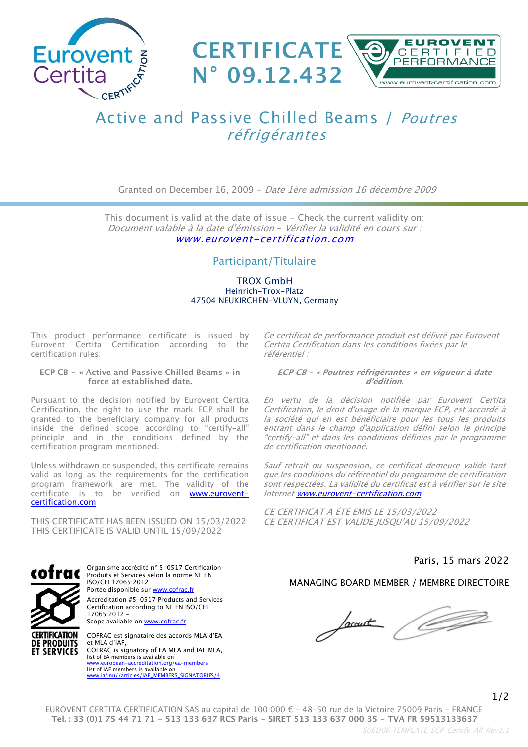Eurovent Certita CERTIFICATION

# CERTIFICATE N° 09.12.432

EUROVENT CERTIFIED PERFORMANCE
www.eurovent-certification.com

## Active and Passive Chilled Beams / *Poutres réfrigérantes*

Granted on December 16, 2009 – *Date 1ère admission 16 décembre 2009*

This document is valid at the date of issue – Check the current validity on:
*Document valable à la date d'émission – Vérifier la validité en cours sur :*
*www.eurovent-certification.com*

### Participant/Titulaire

TROX GmbH
Heinrich-Trox-Platz
47504 NEUKIRCHEN-VLUYN, Germany

This product performance certificate is issued by Eurovent Certita Certification according to the certification rules:

**ECP CB – « Active and Passive Chilled Beams » in force at established date.**

Pursuant to the decision notified by Eurovent Certita Certification, the right to use the mark ECP shall be granted to the beneficiary company for all products inside the defined scope according to "certify-all" principle and in the conditions defined by the certification program mentioned.

Unless withdrawn or suspended, this certificate remains valid as long as the requirements for the certification program framework are met. The validity of the certificate is to be verified on www.eurovent-certification.com

THIS CERTIFICATE HAS BEEN ISSUED ON 15/03/2022
THIS CERTIFICATE IS VALID UNTIL 15/09/2022

*Ce certificat de performance produit est délivré par Eurovent Certita Certification dans les conditions fixées par le référentiel :*

***ECP CB – « Poutres réfrigérantes » en vigueur à date d'édition.***

*En vertu de la décision notifiée par Eurovent Certita Certification, le droit d'usage de la marque ECP, est accordé à la société qui en est bénéficiaire pour les tous les produits entrant dans le champ d'application défini selon le principe "certify-all" et dans les conditions définies par le programme de certification mentionné.*

*Sauf retrait ou suspension, ce certificat demeure valide tant que les conditions du référentiel du programme de certification sont respectées. La validité du certificat est à vérifier sur le site Internet www.eurovent-certification.com*

*CE CERTIFICAT A ÉTÉ EMIS LE 15/03/2022*
*CE CERTIFICAT EST VALIDE JUSQU'AU 15/09/2022*

cofrac CERTIFICATION DE PRODUITS ET SERVICES

Organisme accrédité n° 5-0517 Certification Produits et Services selon la norme NF EN ISO/CEI 17065:2012
Portée disponible sur www.cofrac.fr

Accreditation #5-0517 Products and Services Certification according to NF EN ISO/CEI 17065:2012 –
Scope available on www.cofrac.fr

COFRAC est signataire des accords MLA d'EA et MLA d'IAF,
COFRAC is signatory of EA MLA and IAF MLA,
list of EA members is available on www.european-accreditation.org/ea-members
list of IAF members is available on www.iaf.nu//articles/IAF_MEMBERS_SIGNATORIES/4

Paris, 15 mars 2022

MANAGING BOARD MEMBER / MEMBRE DIRECTOIRE

EUROVENT CERTITA CERTIFICATION SAS au capital de 100 000 € – 48-50 rue de la Victoire 75009 Paris – FRANCE
**Tel. : 33 (0)1 75 44 71 71 – 513 133 637 RCS Paris – SIRET 513 133 637 000 35 – TVA FR 59513133637**

*S06D06 TEMPLATE_ECP_Certify_All_Rev1.1*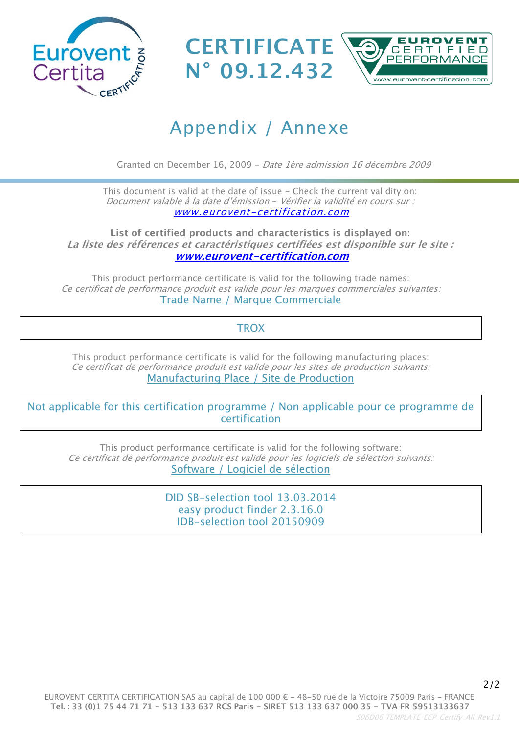# CERTIFICATE N° 09.12.432

## Appendix / Annexe

Granted on December 16, 2009 - *Date 1ère admission 16 décembre 2009*

This document is valid at the date of issue - Check the current validity on:
*Document valable à la date d'émission - Vérifier la validité en cours sur :*
*www.eurovent-certification.com*

**List of certified products and characteristics is displayed on:**
***La liste des références et caractéristiques certifiées est disponible sur le site :***
***www.eurovent-certification.com***

This product performance certificate is valid for the following trade names:
*Ce certificat de performance produit est valide pour les marques commerciales suivantes:*
Trade Name / Marque Commerciale

| |
|---|
| TROX |

This product performance certificate is valid for the following manufacturing places:
*Ce certificat de performance produit est valide pour les sites de production suivants:*
Manufacturing Place / Site de Production

| |
|---|
| Not applicable for this certification programme / Non applicable pour ce programme de certification |

This product performance certificate is valid for the following software:
*Ce certificat de performance produit est valide pour les logiciels de sélection suivants:*
Software / Logiciel de sélection

| |
|---|
| DID SB-selection tool 13.03.2014<br>easy product finder 2.3.16.0<br>IDB-selection tool 20150909 |

EUROVENT CERTITA CERTIFICATION SAS au capital de 100 000 € - 48-50 rue de la Victoire 75009 Paris - FRANCE
**Tel. : 33 (0)1 75 44 71 71 - 513 133 637 RCS Paris - SIRET 513 133 637 000 35 - TVA FR 59513133637**